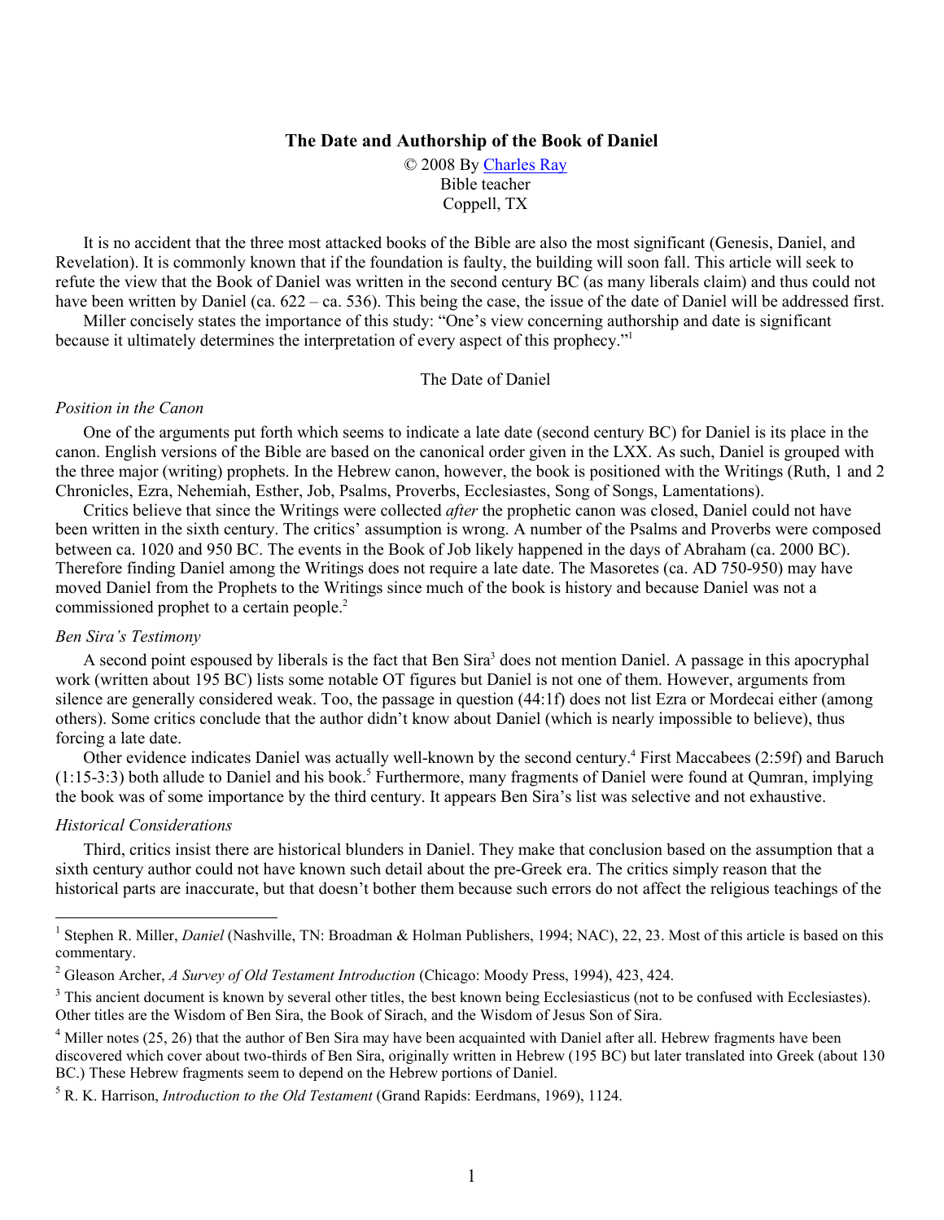# The Date and Authorship of the Book of Daniel

© 2008 By [Charles Ray](#)
Bible teacher
Coppell, TX

It is no accident that the three most attacked books of the Bible are also the most significant (Genesis, Daniel, and Revelation). It is commonly known that if the foundation is faulty, the building will soon fall. This article will seek to refute the view that the Book of Daniel was written in the second century BC (as many liberals claim) and thus could not have been written by Daniel (ca. 622 – ca. 536). This being the case, the issue of the date of Daniel will be addressed first.

Miller concisely states the importance of this study: "One's view concerning authorship and date is significant because it ultimately determines the interpretation of every aspect of this prophecy."[1]

## The Date of Daniel

### *Position in the Canon*

One of the arguments put forth which seems to indicate a late date (second century BC) for Daniel is its place in the canon. English versions of the Bible are based on the canonical order given in the LXX. As such, Daniel is grouped with the three major (writing) prophets. In the Hebrew canon, however, the book is positioned with the Writings (Ruth, 1 and 2 Chronicles, Ezra, Nehemiah, Esther, Job, Psalms, Proverbs, Ecclesiastes, Song of Songs, Lamentations).

Critics believe that since the Writings were collected *after* the prophetic canon was closed, Daniel could not have been written in the sixth century. The critics' assumption is wrong. A number of the Psalms and Proverbs were composed between ca. 1020 and 950 BC. The events in the Book of Job likely happened in the days of Abraham (ca. 2000 BC). Therefore finding Daniel among the Writings does not require a late date. The Masoretes (ca. AD 750-950) may have moved Daniel from the Prophets to the Writings since much of the book is history and because Daniel was not a commissioned prophet to a certain people.[2]

### *Ben Sira's Testimony*

A second point espoused by liberals is the fact that Ben Sira[3] does not mention Daniel. A passage in this apocryphal work (written about 195 BC) lists some notable OT figures but Daniel is not one of them. However, arguments from silence are generally considered weak. Too, the passage in question (44:1f) does not list Ezra or Mordecai either (among others). Some critics conclude that the author didn't know about Daniel (which is nearly impossible to believe), thus forcing a late date.

Other evidence indicates Daniel was actually well-known by the second century.[4] First Maccabees (2:59f) and Baruch (1:15-3:3) both allude to Daniel and his book.[5] Furthermore, many fragments of Daniel were found at Qumran, implying the book was of some importance by the third century. It appears Ben Sira's list was selective and not exhaustive.

### *Historical Considerations*

Third, critics insist there are historical blunders in Daniel. They make that conclusion based on the assumption that a sixth century author could not have known such detail about the pre-Greek era. The critics simply reason that the historical parts are inaccurate, but that doesn't bother them because such errors do not affect the religious teachings of the

---

[1] Stephen R. Miller, *Daniel* (Nashville, TN: Broadman & Holman Publishers, 1994; NAC), 22, 23. Most of this article is based on this commentary.

[2] Gleason Archer, *A Survey of Old Testament Introduction* (Chicago: Moody Press, 1994), 423, 424.

[3] This ancient document is known by several other titles, the best known being Ecclesiasticus (not to be confused with Ecclesiastes). Other titles are the Wisdom of Ben Sira, the Book of Sirach, and the Wisdom of Jesus Son of Sira.

[4] Miller notes (25, 26) that the author of Ben Sira may have been acquainted with Daniel after all. Hebrew fragments have been discovered which cover about two-thirds of Ben Sira, originally written in Hebrew (195 BC) but later translated into Greek (about 130 BC.) These Hebrew fragments seem to depend on the Hebrew portions of Daniel.

[5] R. K. Harrison, *Introduction to the Old Testament* (Grand Rapids: Eerdmans, 1969), 1124.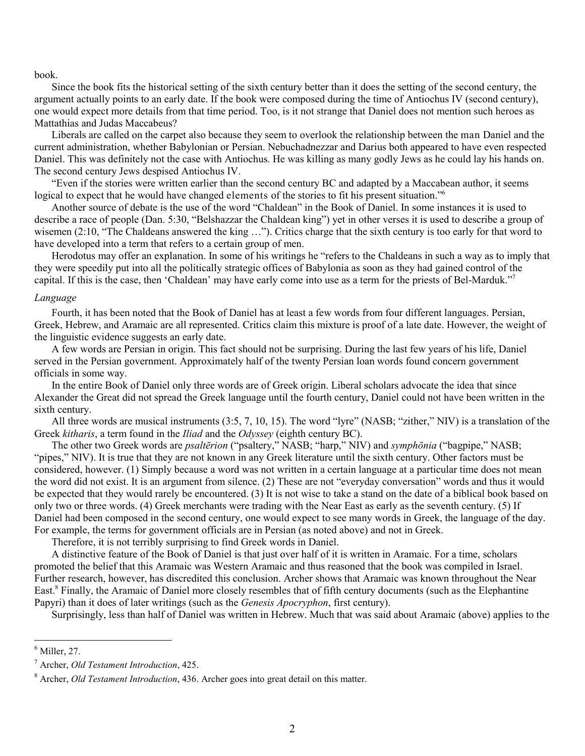book.

Since the book fits the historical setting of the sixth century better than it does the setting of the second century, the argument actually points to an early date. If the book were composed during the time of Antiochus IV (second century), one would expect more details from that time period. Too, is it not strange that Daniel does not mention such heroes as Mattathias and Judas Maccabeus?

Liberals are called on the carpet also because they seem to overlook the relationship between the man Daniel and the current administration, whether Babylonian or Persian. Nebuchadnezzar and Darius both appeared to have even respected Daniel. This was definitely not the case with Antiochus. He was killing as many godly Jews as he could lay his hands on. The second century Jews despised Antiochus IV.

"Even if the stories were written earlier than the second century BC and adapted by a Maccabean author, it seems logical to expect that he would have changed elements of the stories to fit his present situation."[6]

Another source of debate is the use of the word "Chaldean" in the Book of Daniel. In some instances it is used to describe a race of people (Dan. 5:30, "Belshazzar the Chaldean king") yet in other verses it is used to describe a group of wisemen (2:10, "The Chaldeans answered the king …"). Critics charge that the sixth century is too early for that word to have developed into a term that refers to a certain group of men.

Herodotus may offer an explanation. In some of his writings he "refers to the Chaldeans in such a way as to imply that they were speedily put into all the politically strategic offices of Babylonia as soon as they had gained control of the capital. If this is the case, then 'Chaldean' may have early come into use as a term for the priests of Bel-Marduk."[7]

*Language*

Fourth, it has been noted that the Book of Daniel has at least a few words from four different languages. Persian, Greek, Hebrew, and Aramaic are all represented. Critics claim this mixture is proof of a late date. However, the weight of the linguistic evidence suggests an early date.

A few words are Persian in origin. This fact should not be surprising. During the last few years of his life, Daniel served in the Persian government. Approximately half of the twenty Persian loan words found concern government officials in some way.

In the entire Book of Daniel only three words are of Greek origin. Liberal scholars advocate the idea that since Alexander the Great did not spread the Greek language until the fourth century, Daniel could not have been written in the sixth century.

All three words are musical instruments (3:5, 7, 10, 15). The word "lyre" (NASB; "zither," NIV) is a translation of the Greek *kitharis*, a term found in the *Iliad* and the *Odyssey* (eighth century BC).

The other two Greek words are *psaltērion* ("psaltery," NASB; "harp," NIV) and *symphōnia* ("bagpipe," NASB; "pipes," NIV). It is true that they are not known in any Greek literature until the sixth century. Other factors must be considered, however. (1) Simply because a word was not written in a certain language at a particular time does not mean the word did not exist. It is an argument from silence. (2) These are not "everyday conversation" words and thus it would be expected that they would rarely be encountered. (3) It is not wise to take a stand on the date of a biblical book based on only two or three words. (4) Greek merchants were trading with the Near East as early as the seventh century. (5) If Daniel had been composed in the second century, one would expect to see many words in Greek, the language of the day. For example, the terms for government officials are in Persian (as noted above) and not in Greek.

Therefore, it is not terribly surprising to find Greek words in Daniel.

A distinctive feature of the Book of Daniel is that just over half of it is written in Aramaic. For a time, scholars promoted the belief that this Aramaic was Western Aramaic and thus reasoned that the book was compiled in Israel. Further research, however, has discredited this conclusion. Archer shows that Aramaic was known throughout the Near East.[8] Finally, the Aramaic of Daniel more closely resembles that of fifth century documents (such as the Elephantine Papyri) than it does of later writings (such as the *Genesis Apocryphon*, first century).

Surprisingly, less than half of Daniel was written in Hebrew. Much that was said about Aramaic (above) applies to the

---

[6] Miller, 27.

[7] Archer, *Old Testament Introduction*, 425.

[8] Archer, *Old Testament Introduction*, 436. Archer goes into great detail on this matter.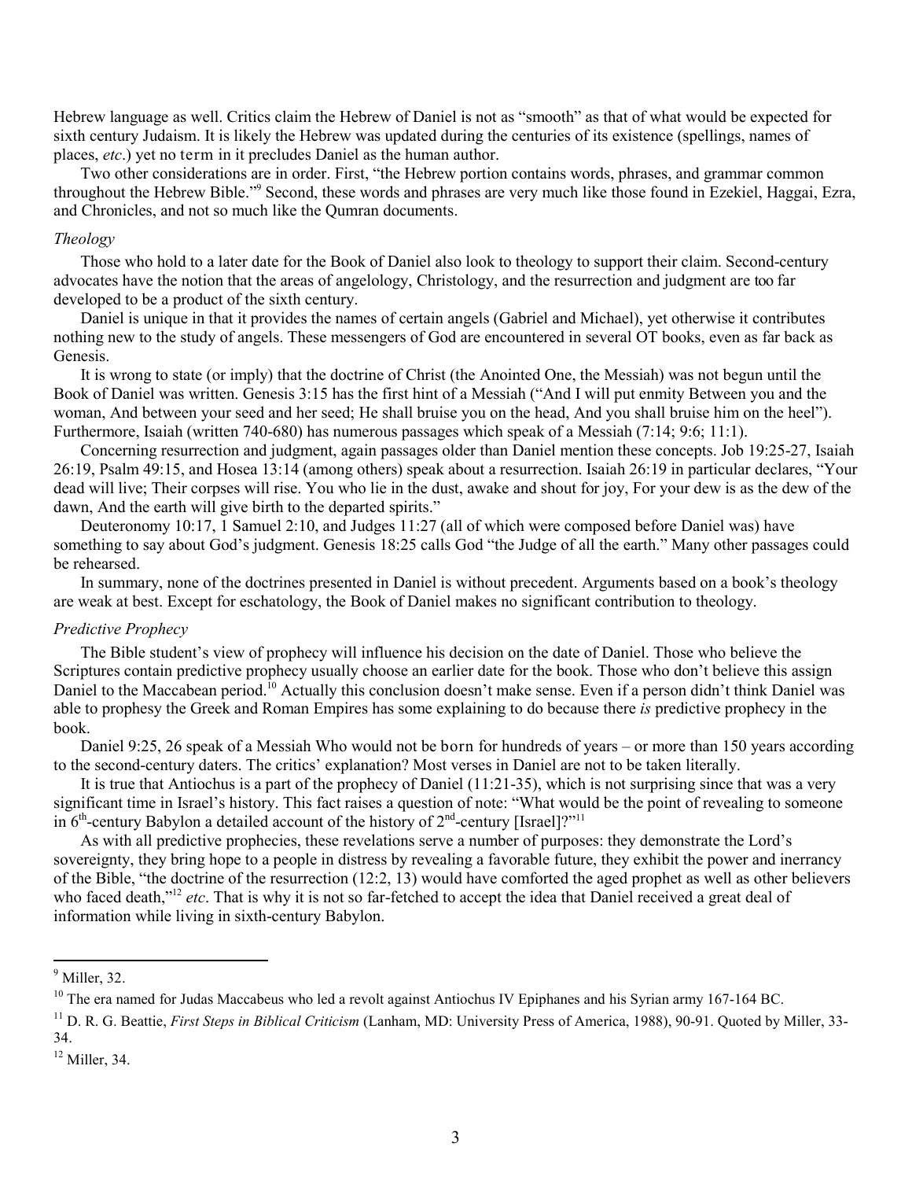Hebrew language as well. Critics claim the Hebrew of Daniel is not as "smooth" as that of what would be expected for sixth century Judaism. It is likely the Hebrew was updated during the centuries of its existence (spellings, names of places, *etc*.) yet no term in it precludes Daniel as the human author.

Two other considerations are in order. First, "the Hebrew portion contains words, phrases, and grammar common throughout the Hebrew Bible."[9] Second, these words and phrases are very much like those found in Ezekiel, Haggai, Ezra, and Chronicles, and not so much like the Qumran documents.

### *Theology*

Those who hold to a later date for the Book of Daniel also look to theology to support their claim. Second-century advocates have the notion that the areas of angelology, Christology, and the resurrection and judgment are too far developed to be a product of the sixth century.

Daniel is unique in that it provides the names of certain angels (Gabriel and Michael), yet otherwise it contributes nothing new to the study of angels. These messengers of God are encountered in several OT books, even as far back as Genesis.

It is wrong to state (or imply) that the doctrine of Christ (the Anointed One, the Messiah) was not begun until the Book of Daniel was written. Genesis 3:15 has the first hint of a Messiah ("And I will put enmity Between you and the woman, And between your seed and her seed; He shall bruise you on the head, And you shall bruise him on the heel"). Furthermore, Isaiah (written 740-680) has numerous passages which speak of a Messiah (7:14; 9:6; 11:1).

Concerning resurrection and judgment, again passages older than Daniel mention these concepts. Job 19:25-27, Isaiah 26:19, Psalm 49:15, and Hosea 13:14 (among others) speak about a resurrection. Isaiah 26:19 in particular declares, "Your dead will live; Their corpses will rise. You who lie in the dust, awake and shout for joy, For your dew is as the dew of the dawn, And the earth will give birth to the departed spirits."

Deuteronomy 10:17, 1 Samuel 2:10, and Judges 11:27 (all of which were composed before Daniel was) have something to say about God's judgment. Genesis 18:25 calls God "the Judge of all the earth." Many other passages could be rehearsed.

In summary, none of the doctrines presented in Daniel is without precedent. Arguments based on a book's theology are weak at best. Except for eschatology, the Book of Daniel makes no significant contribution to theology.

### *Predictive Prophecy*

The Bible student's view of prophecy will influence his decision on the date of Daniel. Those who believe the Scriptures contain predictive prophecy usually choose an earlier date for the book. Those who don't believe this assign Daniel to the Maccabean period.[10] Actually this conclusion doesn't make sense. Even if a person didn't think Daniel was able to prophesy the Greek and Roman Empires has some explaining to do because there *is* predictive prophecy in the book.

Daniel 9:25, 26 speak of a Messiah Who would not be born for hundreds of years – or more than 150 years according to the second-century daters. The critics' explanation? Most verses in Daniel are not to be taken literally.

It is true that Antiochus is a part of the prophecy of Daniel (11:21-35), which is not surprising since that was a very significant time in Israel's history. This fact raises a question of note: "What would be the point of revealing to someone in 6th-century Babylon a detailed account of the history of 2nd-century [Israel]?"[11]

As with all predictive prophecies, these revelations serve a number of purposes: they demonstrate the Lord's sovereignty, they bring hope to a people in distress by revealing a favorable future, they exhibit the power and inerrancy of the Bible, "the doctrine of the resurrection (12:2, 13) would have comforted the aged prophet as well as other believers who faced death,"[12] *etc*. That is why it is not so far-fetched to accept the idea that Daniel received a great deal of information while living in sixth-century Babylon.

---

[9] Miller, 32.

[10] The era named for Judas Maccabeus who led a revolt against Antiochus IV Epiphanes and his Syrian army 167-164 BC.

[11] D. R. G. Beattie, *First Steps in Biblical Criticism* (Lanham, MD: University Press of America, 1988), 90-91. Quoted by Miller, 33-34.

[12] Miller, 34.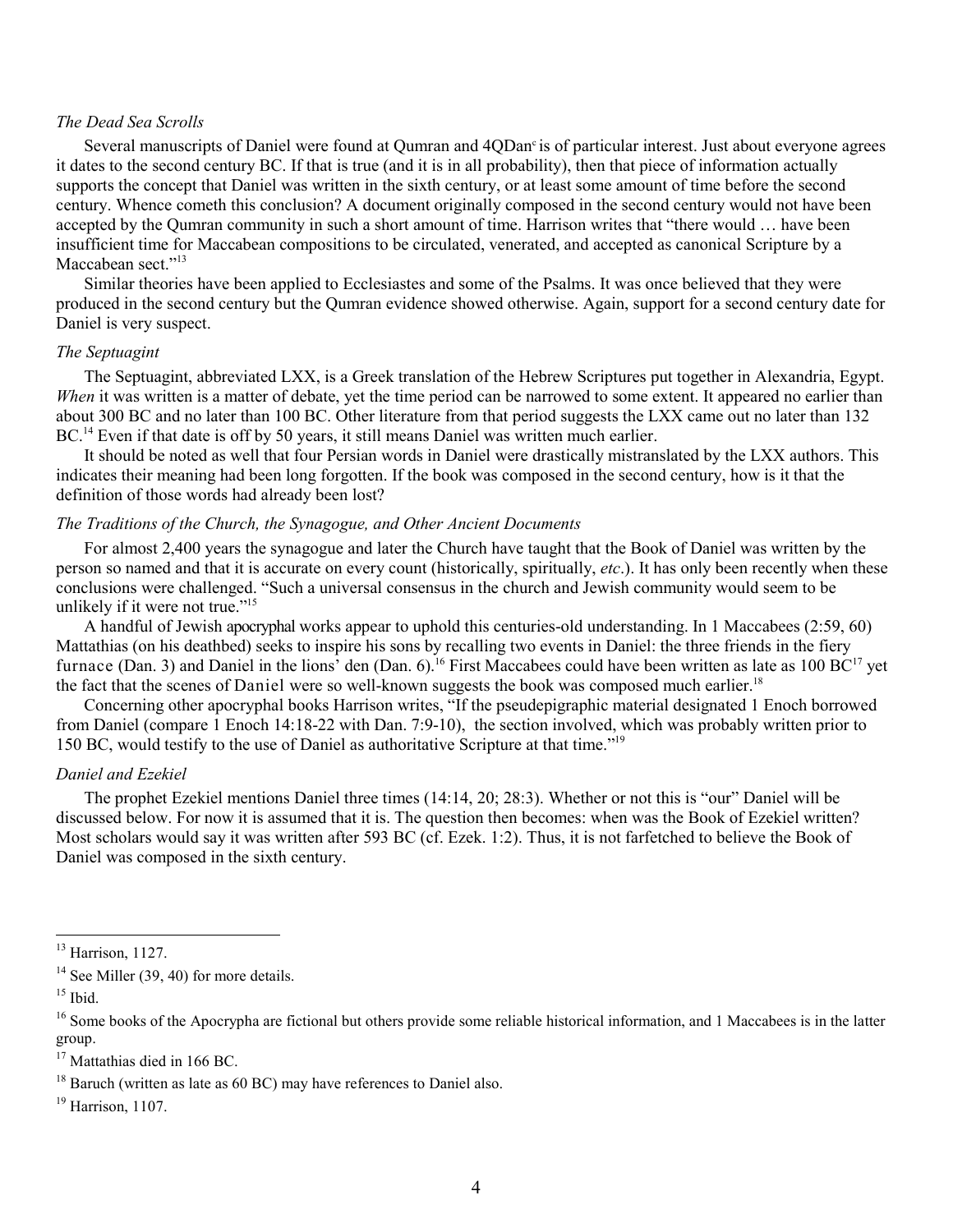*The Dead Sea Scrolls*

Several manuscripts of Daniel were found at Qumran and 4QDan[c] is of particular interest. Just about everyone agrees it dates to the second century BC. If that is true (and it is in all probability), then that piece of information actually supports the concept that Daniel was written in the sixth century, or at least some amount of time before the second century. Whence cometh this conclusion? A document originally composed in the second century would not have been accepted by the Qumran community in such a short amount of time. Harrison writes that "there would … have been insufficient time for Maccabean compositions to be circulated, venerated, and accepted as canonical Scripture by a Maccabean sect."[13]

Similar theories have been applied to Ecclesiastes and some of the Psalms. It was once believed that they were produced in the second century but the Qumran evidence showed otherwise. Again, support for a second century date for Daniel is very suspect.

*The Septuagint*

The Septuagint, abbreviated LXX, is a Greek translation of the Hebrew Scriptures put together in Alexandria, Egypt. *When* it was written is a matter of debate, yet the time period can be narrowed to some extent. It appeared no earlier than about 300 BC and no later than 100 BC. Other literature from that period suggests the LXX came out no later than 132 BC.[14] Even if that date is off by 50 years, it still means Daniel was written much earlier.

It should be noted as well that four Persian words in Daniel were drastically mistranslated by the LXX authors. This indicates their meaning had been long forgotten. If the book was composed in the second century, how is it that the definition of those words had already been lost?

*The Traditions of the Church, the Synagogue, and Other Ancient Documents*

For almost 2,400 years the synagogue and later the Church have taught that the Book of Daniel was written by the person so named and that it is accurate on every count (historically, spiritually, *etc*.). It has only been recently when these conclusions were challenged. "Such a universal consensus in the church and Jewish community would seem to be unlikely if it were not true."[15]

A handful of Jewish apocryphal works appear to uphold this centuries-old understanding. In 1 Maccabees (2:59, 60) Mattathias (on his deathbed) seeks to inspire his sons by recalling two events in Daniel: the three friends in the fiery furnace (Dan. 3) and Daniel in the lions' den (Dan. 6).[16] First Maccabees could have been written as late as 100 BC[17] yet the fact that the scenes of Daniel were so well-known suggests the book was composed much earlier.[18]

Concerning other apocryphal books Harrison writes, "If the pseudepigraphic material designated 1 Enoch borrowed from Daniel (compare 1 Enoch 14:18-22 with Dan. 7:9-10), the section involved, which was probably written prior to 150 BC, would testify to the use of Daniel as authoritative Scripture at that time."[19]

*Daniel and Ezekiel*

The prophet Ezekiel mentions Daniel three times (14:14, 20; 28:3). Whether or not this is "our" Daniel will be discussed below. For now it is assumed that it is. The question then becomes: when was the Book of Ezekiel written? Most scholars would say it was written after 593 BC (cf. Ezek. 1:2). Thus, it is not farfetched to believe the Book of Daniel was composed in the sixth century.

---

[13] Harrison, 1127.

[14] See Miller (39, 40) for more details.

[15] Ibid.

[16] Some books of the Apocrypha are fictional but others provide some reliable historical information, and 1 Maccabees is in the latter group.

[17] Mattathias died in 166 BC.

[18] Baruch (written as late as 60 BC) may have references to Daniel also.

[19] Harrison, 1107.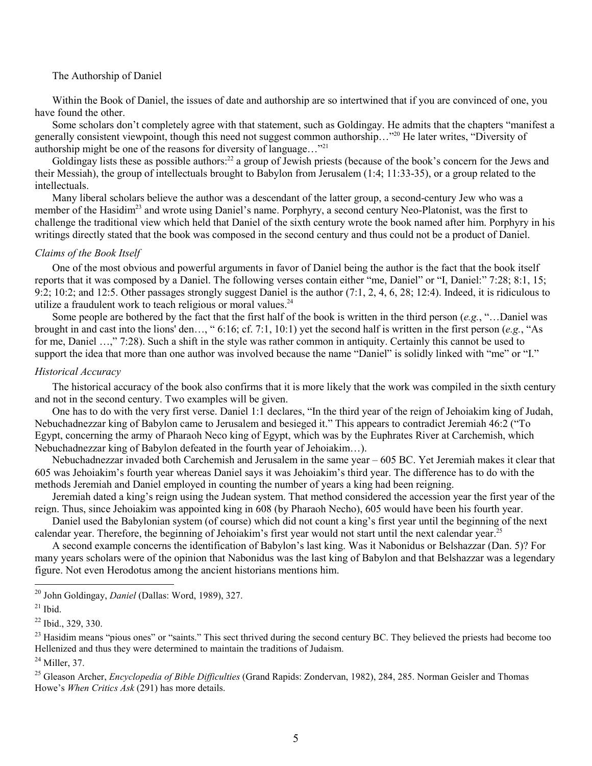## The Authorship of Daniel

Within the Book of Daniel, the issues of date and authorship are so intertwined that if you are convinced of one, you have found the other.

Some scholars don't completely agree with that statement, such as Goldingay. He admits that the chapters "manifest a generally consistent viewpoint, though this need not suggest common authorship…"[20] He later writes, "Diversity of authorship might be one of the reasons for diversity of language…"[21]

Goldingay lists these as possible authors:[22] a group of Jewish priests (because of the book's concern for the Jews and their Messiah), the group of intellectuals brought to Babylon from Jerusalem (1:4; 11:33-35), or a group related to the intellectuals.

Many liberal scholars believe the author was a descendant of the latter group, a second-century Jew who was a member of the Hasidim[23] and wrote using Daniel's name. Porphyry, a second century Neo-Platonist, was the first to challenge the traditional view which held that Daniel of the sixth century wrote the book named after him. Porphyry in his writings directly stated that the book was composed in the second century and thus could not be a product of Daniel.

### *Claims of the Book Itself*

One of the most obvious and powerful arguments in favor of Daniel being the author is the fact that the book itself reports that it was composed by a Daniel. The following verses contain either "me, Daniel" or "I, Daniel:" 7:28; 8:1, 15; 9:2; 10:2; and 12:5. Other passages strongly suggest Daniel is the author (7:1, 2, 4, 6, 28; 12:4). Indeed, it is ridiculous to utilize a fraudulent work to teach religious or moral values.[24]

Some people are bothered by the fact that the first half of the book is written in the third person (*e.g.*, "…Daniel was brought in and cast into the lions' den…, " 6:16; cf. 7:1, 10:1) yet the second half is written in the first person (*e.g.*, "As for me, Daniel …," 7:28). Such a shift in the style was rather common in antiquity. Certainly this cannot be used to support the idea that more than one author was involved because the name "Daniel" is solidly linked with "me" or "I."

### *Historical Accuracy*

The historical accuracy of the book also confirms that it is more likely that the work was compiled in the sixth century and not in the second century. Two examples will be given.

One has to do with the very first verse. Daniel 1:1 declares, "In the third year of the reign of Jehoiakim king of Judah, Nebuchadnezzar king of Babylon came to Jerusalem and besieged it." This appears to contradict Jeremiah 46:2 ("To Egypt, concerning the army of Pharaoh Neco king of Egypt, which was by the Euphrates River at Carchemish, which Nebuchadnezzar king of Babylon defeated in the fourth year of Jehoiakim…).

Nebuchadnezzar invaded both Carchemish and Jerusalem in the same year – 605 BC. Yet Jeremiah makes it clear that 605 was Jehoiakim's fourth year whereas Daniel says it was Jehoiakim's third year. The difference has to do with the methods Jeremiah and Daniel employed in counting the number of years a king had been reigning.

Jeremiah dated a king's reign using the Judean system. That method considered the accession year the first year of the reign. Thus, since Jehoiakim was appointed king in 608 (by Pharaoh Necho), 605 would have been his fourth year.

Daniel used the Babylonian system (of course) which did not count a king's first year until the beginning of the next calendar year. Therefore, the beginning of Jehoiakim's first year would not start until the next calendar year.[25]

A second example concerns the identification of Babylon's last king. Was it Nabonidus or Belshazzar (Dan. 5)? For many years scholars were of the opinion that Nabonidus was the last king of Babylon and that Belshazzar was a legendary figure. Not even Herodotus among the ancient historians mentions him.

---

[20] John Goldingay, *Daniel* (Dallas: Word, 1989), 327.

[21] Ibid.

[22] Ibid., 329, 330.

[23] Hasidim means "pious ones" or "saints." This sect thrived during the second century BC. They believed the priests had become too Hellenized and thus they were determined to maintain the traditions of Judaism.

[24] Miller, 37.

[25] Gleason Archer, *Encyclopedia of Bible Difficulties* (Grand Rapids: Zondervan, 1982), 284, 285. Norman Geisler and Thomas Howe's *When Critics Ask* (291) has more details.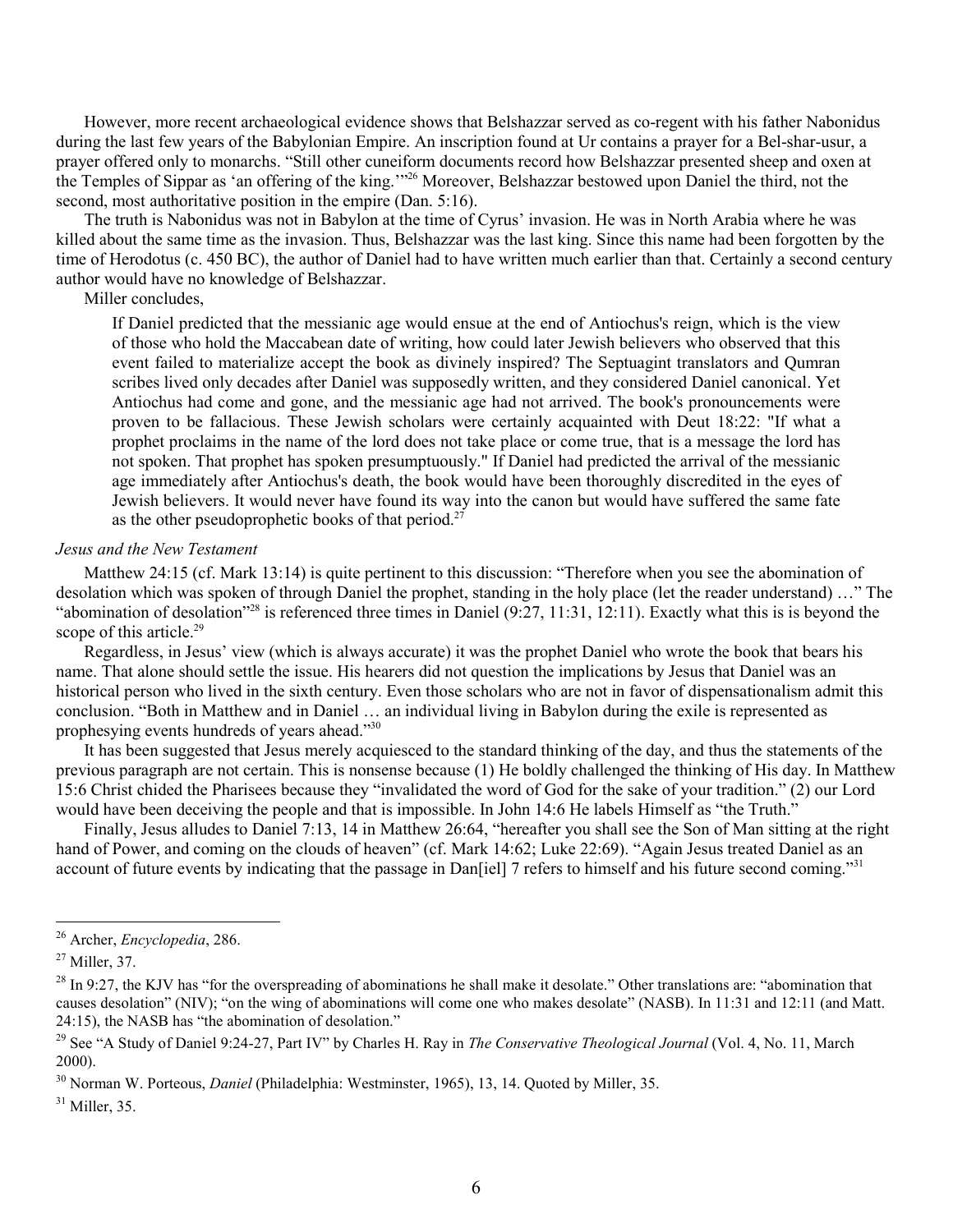However, more recent archaeological evidence shows that Belshazzar served as co-regent with his father Nabonidus during the last few years of the Babylonian Empire. An inscription found at Ur contains a prayer for a Bel-shar-usur, a prayer offered only to monarchs. "Still other cuneiform documents record how Belshazzar presented sheep and oxen at the Temples of Sippar as 'an offering of the king.'"[26] Moreover, Belshazzar bestowed upon Daniel the third, not the second, most authoritative position in the empire (Dan. 5:16).

The truth is Nabonidus was not in Babylon at the time of Cyrus' invasion. He was in North Arabia where he was killed about the same time as the invasion. Thus, Belshazzar was the last king. Since this name had been forgotten by the time of Herodotus (c. 450 BC), the author of Daniel had to have written much earlier than that. Certainly a second century author would have no knowledge of Belshazzar.

Miller concludes,

> If Daniel predicted that the messianic age would ensue at the end of Antiochus's reign, which is the view of those who hold the Maccabean date of writing, how could later Jewish believers who observed that this event failed to materialize accept the book as divinely inspired? The Septuagint translators and Qumran scribes lived only decades after Daniel was supposedly written, and they considered Daniel canonical. Yet Antiochus had come and gone, and the messianic age had not arrived. The book's pronouncements were proven to be fallacious. These Jewish scholars were certainly acquainted with Deut 18:22: "If what a prophet proclaims in the name of the lord does not take place or come true, that is a message the lord has not spoken. That prophet has spoken presumptuously." If Daniel had predicted the arrival of the messianic age immediately after Antiochus's death, the book would have been thoroughly discredited in the eyes of Jewish believers. It would never have found its way into the canon but would have suffered the same fate as the other pseudoprophetic books of that period.[27]

*Jesus and the New Testament*

Matthew 24:15 (cf. Mark 13:14) is quite pertinent to this discussion: "Therefore when you see the abomination of desolation which was spoken of through Daniel the prophet, standing in the holy place (let the reader understand) …" The "abomination of desolation"[28] is referenced three times in Daniel (9:27, 11:31, 12:11). Exactly what this is is beyond the scope of this article.[29]

Regardless, in Jesus' view (which is always accurate) it was the prophet Daniel who wrote the book that bears his name. That alone should settle the issue. His hearers did not question the implications by Jesus that Daniel was an historical person who lived in the sixth century. Even those scholars who are not in favor of dispensationalism admit this conclusion. "Both in Matthew and in Daniel … an individual living in Babylon during the exile is represented as prophesying events hundreds of years ahead."[30]

It has been suggested that Jesus merely acquiesced to the standard thinking of the day, and thus the statements of the previous paragraph are not certain. This is nonsense because (1) He boldly challenged the thinking of His day. In Matthew 15:6 Christ chided the Pharisees because they "invalidated the word of God for the sake of your tradition." (2) our Lord would have been deceiving the people and that is impossible. In John 14:6 He labels Himself as "the Truth."

Finally, Jesus alludes to Daniel 7:13, 14 in Matthew 26:64, "hereafter you shall see the Son of Man sitting at the right hand of Power, and coming on the clouds of heaven" (cf. Mark 14:62; Luke 22:69). "Again Jesus treated Daniel as an account of future events by indicating that the passage in Dan[iel] 7 refers to himself and his future second coming."[31]

---

[26] Archer, *Encyclopedia*, 286.

[27] Miller, 37.

[28] In 9:27, the KJV has "for the overspreading of abominations he shall make it desolate." Other translations are: "abomination that causes desolation" (NIV); "on the wing of abominations will come one who makes desolate" (NASB). In 11:31 and 12:11 (and Matt. 24:15), the NASB has "the abomination of desolation."

[29] See "A Study of Daniel 9:24-27, Part IV" by Charles H. Ray in *The Conservative Theological Journal* (Vol. 4, No. 11, March 2000).

[30] Norman W. Porteous, *Daniel* (Philadelphia: Westminster, 1965), 13, 14. Quoted by Miller, 35.

[31] Miller, 35.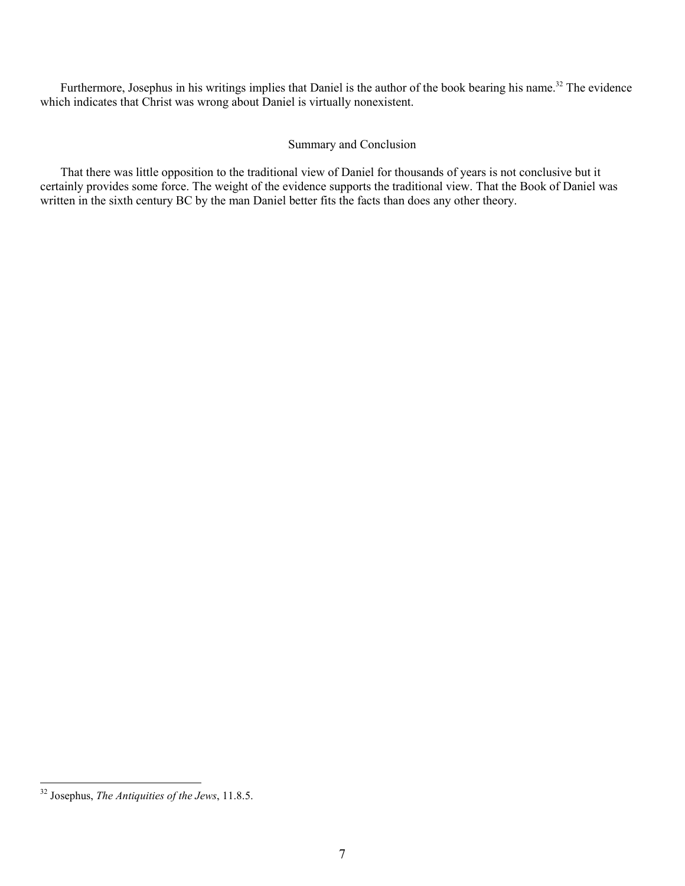Furthermore, Josephus in his writings implies that Daniel is the author of the book bearing his name.[32] The evidence which indicates that Christ was wrong about Daniel is virtually nonexistent.

## Summary and Conclusion

That there was little opposition to the traditional view of Daniel for thousands of years is not conclusive but it certainly provides some force. The weight of the evidence supports the traditional view. That the Book of Daniel was written in the sixth century BC by the man Daniel better fits the facts than does any other theory.

---

[32] Josephus, *The Antiquities of the Jews*, 11.8.5.